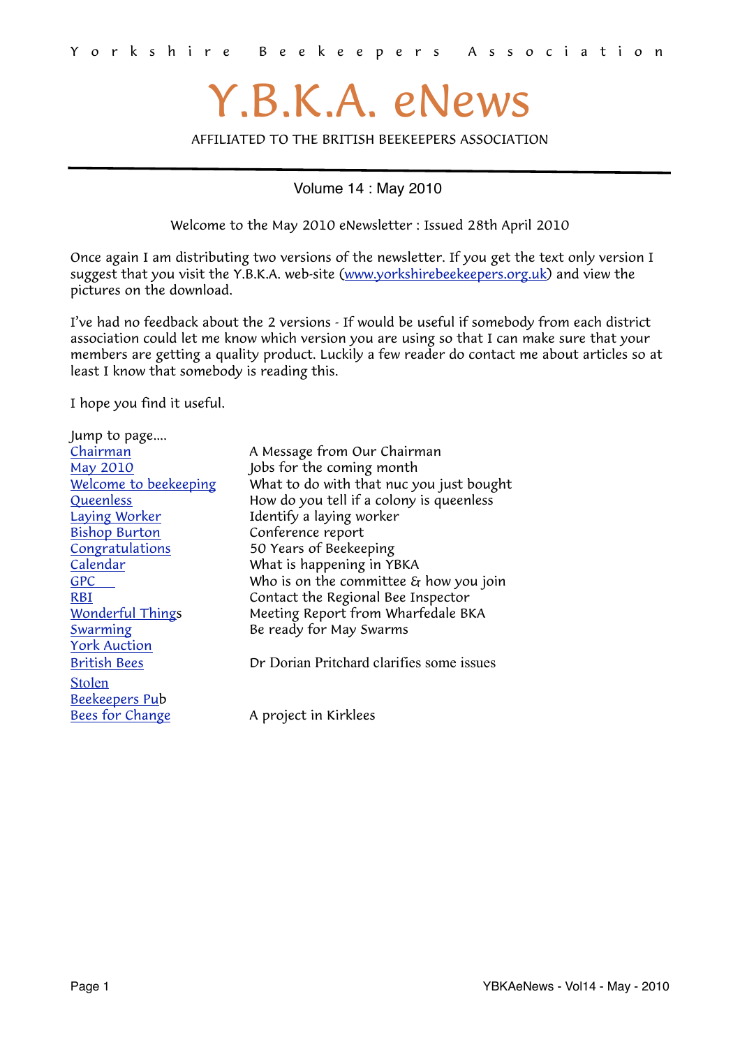Y o r k s h i r e   B e e k e e p e r s   A s s o c i a t i o n

# Y.B.K.A. eNews

AFFILIATED TO THE BRITISH BEEKEEPERS ASSOCIATION

Volume 14 : May 2010

Welcome to the May 2010 eNewsletter : Issued 28th April 2010

Once again I am distributing two versions of the newsletter. If you get the text only version I suggest that you visit the Y.B.K.A. web-site (www.yorkshirebeekeepers.org.uk) and view the pictures on the download.

I've had no feedback about the 2 versions - If would be useful if somebody from each district association could let me know which version you are using so that I can make sure that your members are getting a quality product. Luckily a few reader do contact me about articles so at least I know that somebody is reading this.

I hope you find it useful.

Jump to page....

| | |
|---|---|
| Chairman | A Message from Our Chairman |
| May 2010 | Jobs for the coming month |
| Welcome to beekeeping | What to do with that nuc you just bought |
| Queenless | How do you tell if a colony is queenless |
| Laying Worker | Identify a laying worker |
| Bishop Burton | Conference report |
| Congratulations | 50 Years of Beekeeping |
| Calendar | What is happening in YBKA |
| GPC | Who is on the committee & how you join |
| RBI | Contact the Regional Bee Inspector |
| Wonderful Things | Meeting Report from Wharfedale BKA |
| Swarming | Be ready for May Swarms |
| York Auction | |
| British Bees | Dr Dorian Pritchard clarifies some issues |
| Stolen | |
| Beekeepers Pub | |
| Bees for Change | A project in Kirklees |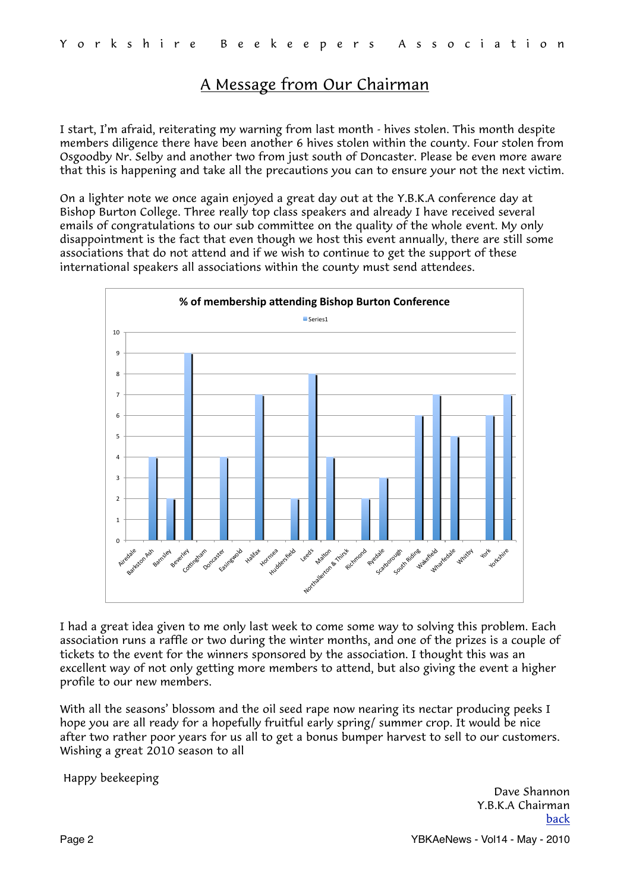# A Message from Our Chairman

I start, I'm afraid, reiterating my warning from last month - hives stolen. This month despite members diligence there have been another 6 hives stolen within the county. Four stolen from Osgoodby Nr. Selby and another two from just south of Doncaster. Please be even more aware that this is happening and take all the precautions you can to ensure your not the next victim.

On a lighter note we once again enjoyed a great day out at the Y.B.K.A conference day at Bishop Burton College. Three really top class speakers and already I have received several emails of congratulations to our sub committee on the quality of the whole event. My only disappointment is the fact that even though we host this event annually, there are still some associations that do not attend and if we wish to continue to get the support of these international speakers all associations within the county must send attendees.

**% of membership attending Bishop Burton Conference**

| Association | Series1 |
|---|---|
| Airedale | 0 |
| Barkston Ash | 4 |
| Barnsley | 2 |
| Beverley | 9 |
| Cottingham | 0 |
| Doncaster | 4 |
| Easingwold | 0 |
| Halifax | 7 |
| Hornsea | 0 |
| Huddersfield | 2 |
| Leeds | 8 |
| Malton | 4 |
| Northallerton & Thirsk | 0 |
| Richmond | 2 |
| Ryedale | 3 |
| Scarborough | 0 |
| South Riding | 6 |
| Wakefield | 7 |
| Wharfedale | 5 |
| Whitby | 0 |
| York | 6 |
| Yorkshire | 7 |

I had a great idea given to me only last week to come some way to solving this problem. Each association runs a raffle or two during the winter months, and one of the prizes is a couple of tickets to the event for the winners sponsored by the association. I thought this was an excellent way of not only getting more members to attend, but also giving the event a higher profile to our new members.

With all the seasons' blossom and the oil seed rape now nearing its nectar producing peeks I hope you are all ready for a hopefully fruitful early spring/ summer crop. It would be nice after two rather poor years for us all to get a bonus bumper harvest to sell to our customers. Wishing a great 2010 season to all

Happy beekeeping

Dave Shannon
Y.B.K.A Chairman
back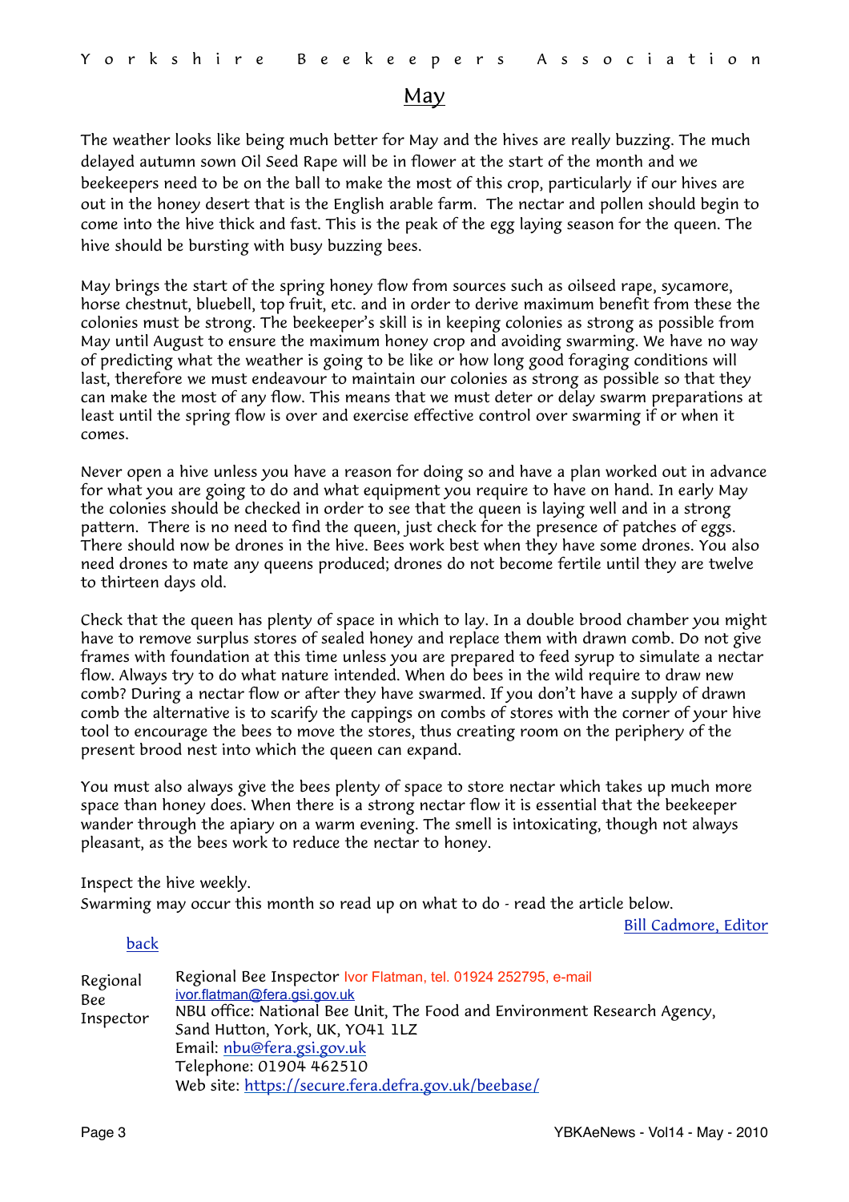## May

The weather looks like being much better for May and the hives are really buzzing. The much delayed autumn sown Oil Seed Rape will be in flower at the start of the month and we beekeepers need to be on the ball to make the most of this crop, particularly if our hives are out in the honey desert that is the English arable farm. The nectar and pollen should begin to come into the hive thick and fast. This is the peak of the egg laying season for the queen. The hive should be bursting with busy buzzing bees.

May brings the start of the spring honey flow from sources such as oilseed rape, sycamore, horse chestnut, bluebell, top fruit, etc. and in order to derive maximum benefit from these the colonies must be strong. The beekeeper's skill is in keeping colonies as strong as possible from May until August to ensure the maximum honey crop and avoiding swarming. We have no way of predicting what the weather is going to be like or how long good foraging conditions will last, therefore we must endeavour to maintain our colonies as strong as possible so that they can make the most of any flow. This means that we must deter or delay swarm preparations at least until the spring flow is over and exercise effective control over swarming if or when it comes.

Never open a hive unless you have a reason for doing so and have a plan worked out in advance for what you are going to do and what equipment you require to have on hand. In early May the colonies should be checked in order to see that the queen is laying well and in a strong pattern. There is no need to find the queen, just check for the presence of patches of eggs. There should now be drones in the hive. Bees work best when they have some drones. You also need drones to mate any queens produced; drones do not become fertile until they are twelve to thirteen days old.

Check that the queen has plenty of space in which to lay. In a double brood chamber you might have to remove surplus stores of sealed honey and replace them with drawn comb. Do not give frames with foundation at this time unless you are prepared to feed syrup to simulate a nectar flow. Always try to do what nature intended. When do bees in the wild require to draw new comb? During a nectar flow or after they have swarmed. If you don't have a supply of drawn comb the alternative is to scarify the cappings on combs of stores with the corner of your hive tool to encourage the bees to move the stores, thus creating room on the periphery of the present brood nest into which the queen can expand.

You must also always give the bees plenty of space to store nectar which takes up much more space than honey does. When there is a strong nectar flow it is essential that the beekeeper wander through the apiary on a warm evening. The smell is intoxicating, though not always pleasant, as the bees work to reduce the nectar to honey.

Inspect the hive weekly.
Swarming may occur this month so read up on what to do - read the article below.

Bill Cadmore, Editor

back

| Regional Bee Inspector | Regional Bee Inspector Ivor Flatman, tel. 01924 252795, e-mail ivor.flatman@fera.gsi.gov.uk<br>NBU office: National Bee Unit, The Food and Environment Research Agency, Sand Hutton, York, UK, YO41 1LZ<br>Email: nbu@fera.gsi.gov.uk<br>Telephone: 01904 462510<br>Web site: https://secure.fera.defra.gov.uk/beebase/ |
|---|---|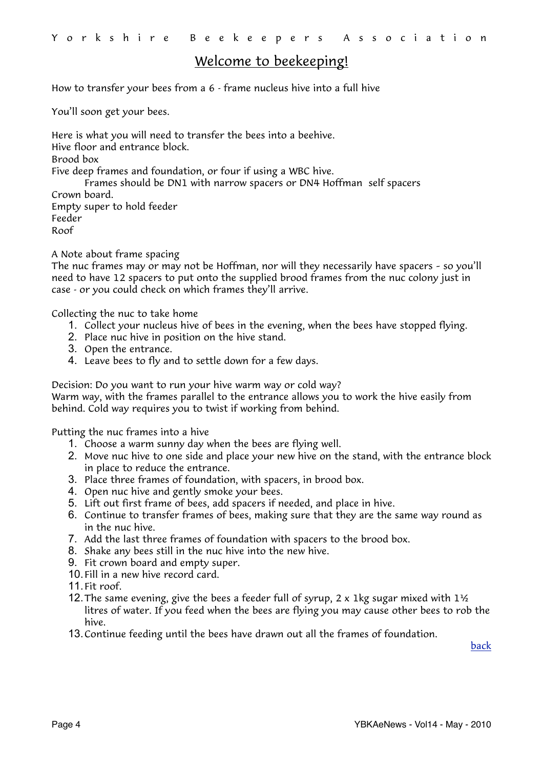## Welcome to beekeeping!

How to transfer your bees from a 6 - frame nucleus hive into a full hive

You'll soon get your bees.

Here is what you will need to transfer the bees into a beehive.
Hive floor and entrance block.
Brood box
Five deep frames and foundation, or four if using a WBC hive.
Frames should be DN1 with narrow spacers or DN4 Hoffman self spacers
Crown board.
Empty super to hold feeder
Feeder
Roof

A Note about frame spacing
The nuc frames may or may not be Hoffman, nor will they necessarily have spacers - so you'll need to have 12 spacers to put onto the supplied brood frames from the nuc colony just in case - or you could check on which frames they'll arrive.

Collecting the nuc to take home

1. Collect your nucleus hive of bees in the evening, when the bees have stopped flying.
2. Place nuc hive in position on the hive stand.
3. Open the entrance.
4. Leave bees to fly and to settle down for a few days.

Decision: Do you want to run your hive warm way or cold way?
Warm way, with the frames parallel to the entrance allows you to work the hive easily from behind. Cold way requires you to twist if working from behind.

Putting the nuc frames into a hive

1. Choose a warm sunny day when the bees are flying well.
2. Move nuc hive to one side and place your new hive on the stand, with the entrance block in place to reduce the entrance.
3. Place three frames of foundation, with spacers, in brood box.
4. Open nuc hive and gently smoke your bees.
5. Lift out first frame of bees, add spacers if needed, and place in hive.
6. Continue to transfer frames of bees, making sure that they are the same way round as in the nuc hive.
7. Add the last three frames of foundation with spacers to the brood box.
8. Shake any bees still in the nuc hive into the new hive.
9. Fit crown board and empty super.
10. Fill in a new hive record card.
11. Fit roof.
12. The same evening, give the bees a feeder full of syrup, 2 x 1kg sugar mixed with 1½ litres of water. If you feed when the bees are flying you may cause other bees to rob the hive.
13. Continue feeding until the bees have drawn out all the frames of foundation.

back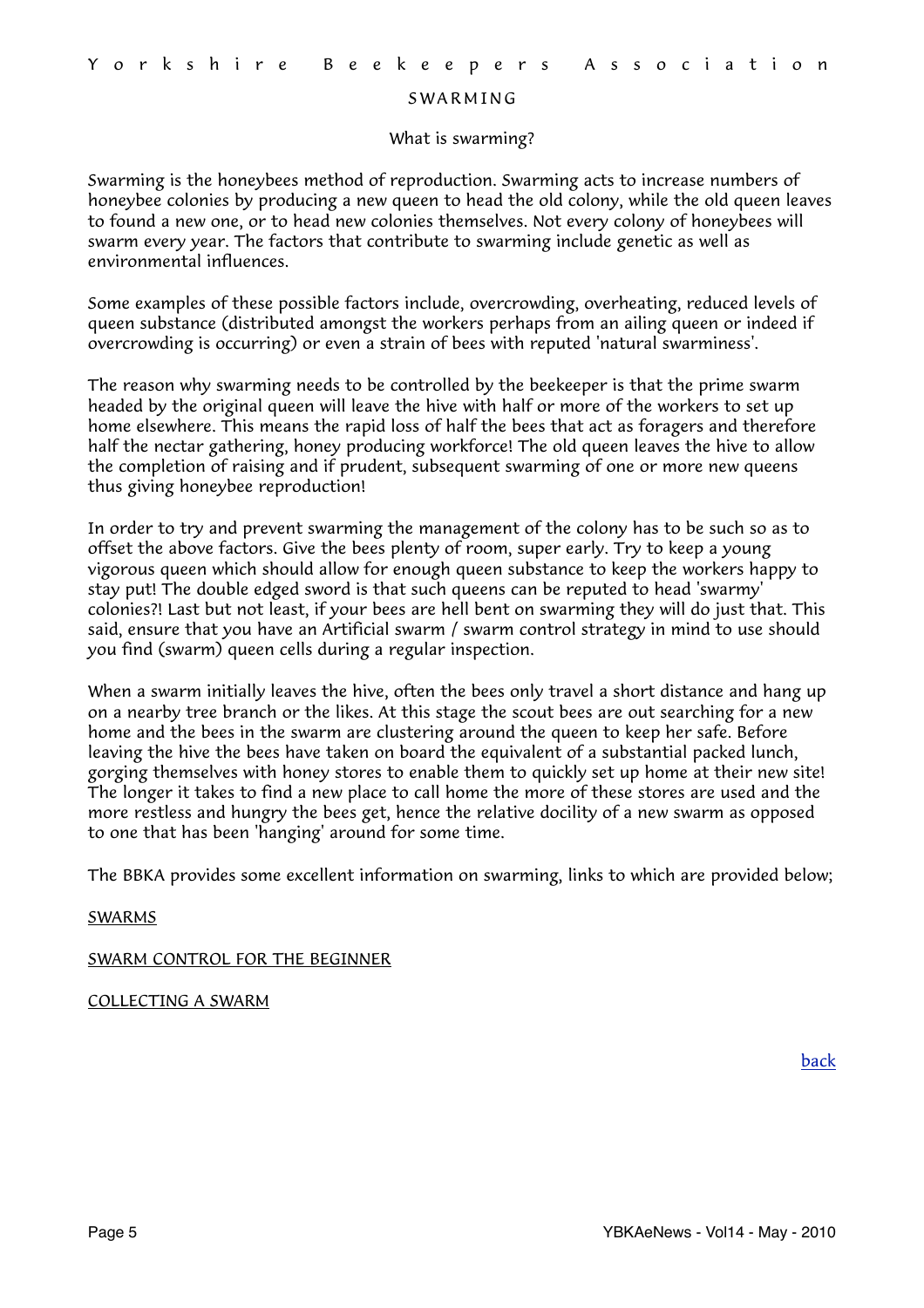# SWARMING

## What is swarming?

Swarming is the honeybees method of reproduction. Swarming acts to increase numbers of honeybee colonies by producing a new queen to head the old colony, while the old queen leaves to found a new one, or to head new colonies themselves. Not every colony of honeybees will swarm every year. The factors that contribute to swarming include genetic as well as environmental influences.

Some examples of these possible factors include, overcrowding, overheating, reduced levels of queen substance (distributed amongst the workers perhaps from an ailing queen or indeed if overcrowding is occurring) or even a strain of bees with reputed 'natural swarminess'.

The reason why swarming needs to be controlled by the beekeeper is that the prime swarm headed by the original queen will leave the hive with half or more of the workers to set up home elsewhere. This means the rapid loss of half the bees that act as foragers and therefore half the nectar gathering, honey producing workforce! The old queen leaves the hive to allow the completion of raising and if prudent, subsequent swarming of one or more new queens thus giving honeybee reproduction!

In order to try and prevent swarming the management of the colony has to be such so as to offset the above factors. Give the bees plenty of room, super early. Try to keep a young vigorous queen which should allow for enough queen substance to keep the workers happy to stay put! The double edged sword is that such queens can be reputed to head 'swarmy' colonies?! Last but not least, if your bees are hell bent on swarming they will do just that. This said, ensure that you have an Artificial swarm / swarm control strategy in mind to use should you find (swarm) queen cells during a regular inspection.

When a swarm initially leaves the hive, often the bees only travel a short distance and hang up on a nearby tree branch or the likes. At this stage the scout bees are out searching for a new home and the bees in the swarm are clustering around the queen to keep her safe. Before leaving the hive the bees have taken on board the equivalent of a substantial packed lunch, gorging themselves with honey stores to enable them to quickly set up home at their new site! The longer it takes to find a new place to call home the more of these stores are used and the more restless and hungry the bees get, hence the relative docility of a new swarm as opposed to one that has been 'hanging' around for some time.

The BBKA provides some excellent information on swarming, links to which are provided below;

SWARMS

SWARM CONTROL FOR THE BEGINNER

COLLECTING A SWARM

back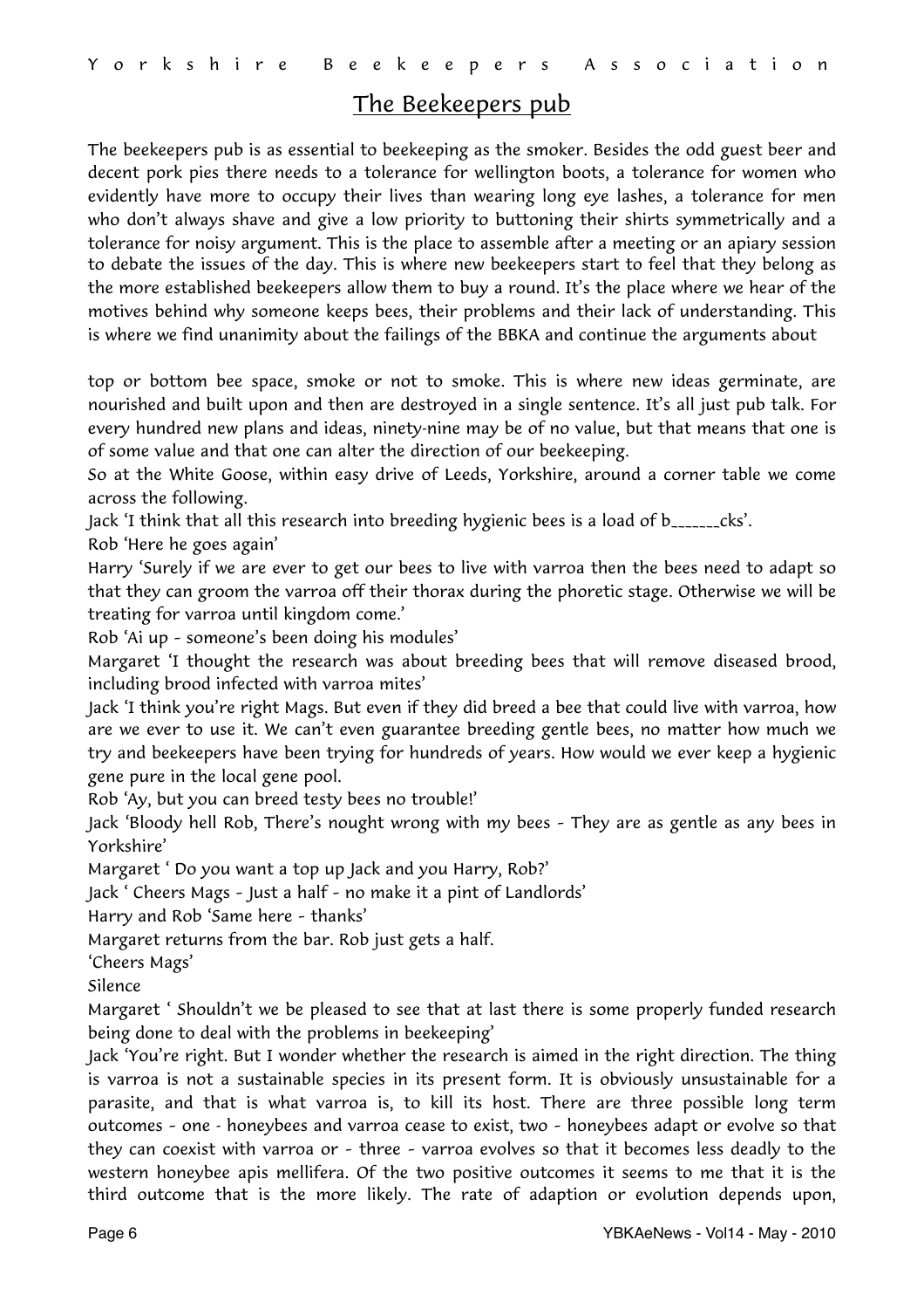## The Beekeepers pub

The beekeepers pub is as essential to beekeeping as the smoker. Besides the odd guest beer and decent pork pies there needs to a tolerance for wellington boots, a tolerance for women who evidently have more to occupy their lives than wearing long eye lashes, a tolerance for men who don't always shave and give a low priority to buttoning their shirts symmetrically and a tolerance for noisy argument. This is the place to assemble after a meeting or an apiary session to debate the issues of the day. This is where new beekeepers start to feel that they belong as the more established beekeepers allow them to buy a round. It's the place where we hear of the motives behind why someone keeps bees, their problems and their lack of understanding. This is where we find unanimity about the failings of the BBKA and continue the arguments about

top or bottom bee space, smoke or not to smoke. This is where new ideas germinate, are nourished and built upon and then are destroyed in a single sentence. It's all just pub talk. For every hundred new plans and ideas, ninety-nine may be of no value, but that means that one is of some value and that one can alter the direction of our beekeeping.

So at the White Goose, within easy drive of Leeds, Yorkshire, around a corner table we come across the following.

Jack 'I think that all this research into breeding hygienic bees is a load of b______cks'.

Rob 'Here he goes again'

Harry 'Surely if we are ever to get our bees to live with varroa then the bees need to adapt so that they can groom the varroa off their thorax during the phoretic stage. Otherwise we will be treating for varroa until kingdom come.'

Rob 'Ai up - someone's been doing his modules'

Margaret 'I thought the research was about breeding bees that will remove diseased brood, including brood infected with varroa mites'

Jack 'I think you're right Mags. But even if they did breed a bee that could live with varroa, how are we ever to use it. We can't even guarantee breeding gentle bees, no matter how much we try and beekeepers have been trying for hundreds of years. How would we ever keep a hygienic gene pure in the local gene pool.

Rob 'Ay, but you can breed testy bees no trouble!'

Jack 'Bloody hell Rob, There's nought wrong with my bees - They are as gentle as any bees in Yorkshire'

Margaret ' Do you want a top up Jack and you Harry, Rob?'

Jack ' Cheers Mags - Just a half - no make it a pint of Landlords'

Harry and Rob 'Same here - thanks'

Margaret returns from the bar. Rob just gets a half.

'Cheers Mags'

Silence

Margaret ' Shouldn't we be pleased to see that at last there is some properly funded research being done to deal with the problems in beekeeping'

Jack 'You're right. But I wonder whether the research is aimed in the right direction. The thing is varroa is not a sustainable species in its present form. It is obviously unsustainable for a parasite, and that is what varroa is, to kill its host. There are three possible long term outcomes - one - honeybees and varroa cease to exist, two - honeybees adapt or evolve so that they can coexist with varroa or - three - varroa evolves so that it becomes less deadly to the western honeybee apis mellifera. Of the two positive outcomes it seems to me that it is the third outcome that is the more likely. The rate of adaption or evolution depends upon,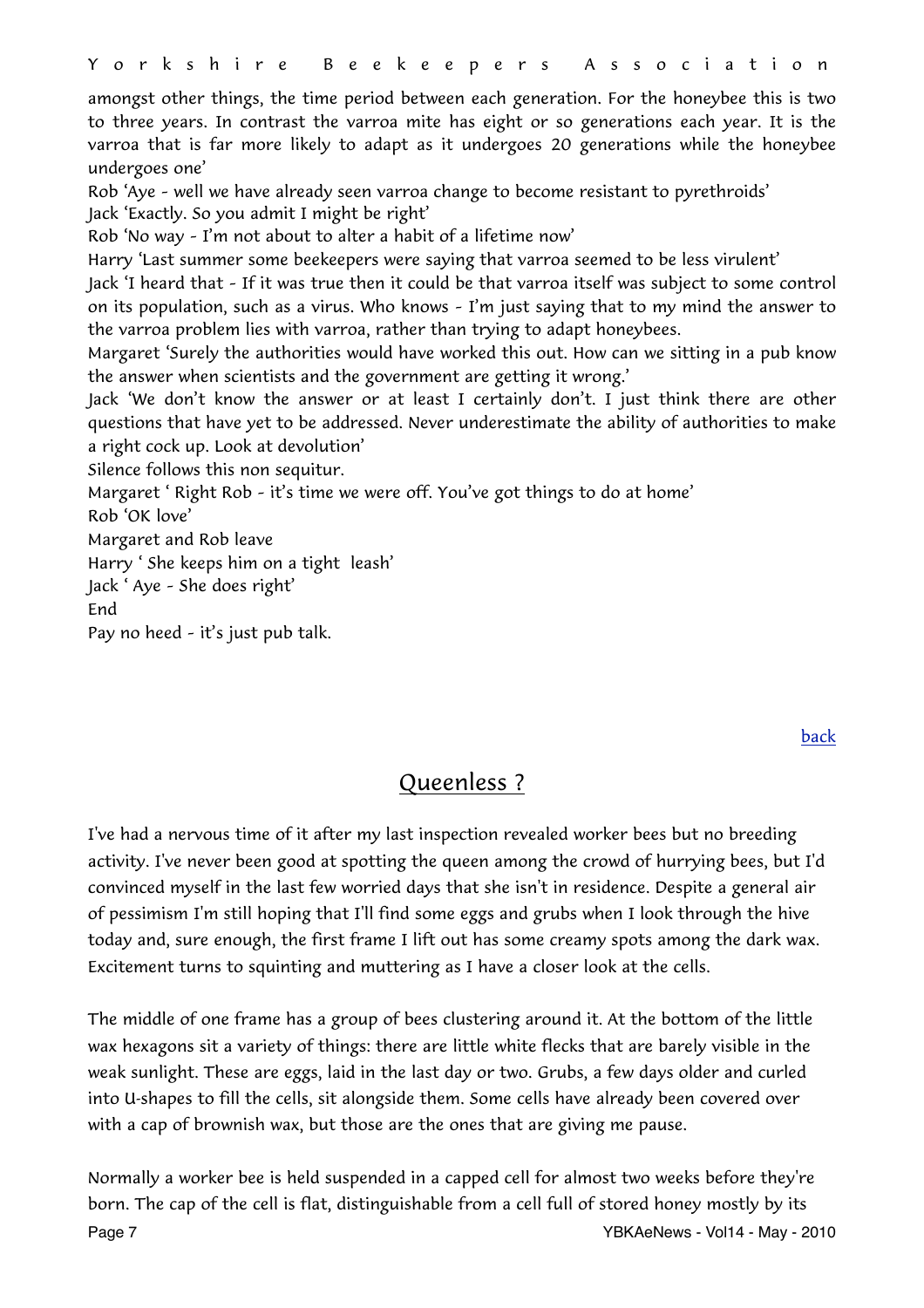amongst other things, the time period between each generation. For the honeybee this is two to three years. In contrast the varroa mite has eight or so generations each year. It is the varroa that is far more likely to adapt as it undergoes 20 generations while the honeybee undergoes one'

Rob 'Aye - well we have already seen varroa change to become resistant to pyrethroids'

Jack 'Exactly. So you admit I might be right'

Rob 'No way - I'm not about to alter a habit of a lifetime now'

Harry 'Last summer some beekeepers were saying that varroa seemed to be less virulent'

Jack 'I heard that - If it was true then it could be that varroa itself was subject to some control on its population, such as a virus. Who knows - I'm just saying that to my mind the answer to the varroa problem lies with varroa, rather than trying to adapt honeybees.

Margaret 'Surely the authorities would have worked this out. How can we sitting in a pub know the answer when scientists and the government are getting it wrong.'

Jack 'We don't know the answer or at least I certainly don't. I just think there are other questions that have yet to be addressed. Never underestimate the ability of authorities to make a right cock up. Look at devolution'

Silence follows this non sequitur.

Margaret ' Right Rob - it's time we were off. You've got things to do at home'

Rob 'OK love'

Margaret and Rob leave

Harry ' She keeps him on a tight leash'

Jack ' Aye - She does right'

End

Pay no heed - it's just pub talk.

back

## Queenless ?

I've had a nervous time of it after my last inspection revealed worker bees but no breeding activity. I've never been good at spotting the queen among the crowd of hurrying bees, but I'd convinced myself in the last few worried days that she isn't in residence. Despite a general air of pessimism I'm still hoping that I'll find some eggs and grubs when I look through the hive today and, sure enough, the first frame I lift out has some creamy spots among the dark wax. Excitement turns to squinting and muttering as I have a closer look at the cells.

The middle of one frame has a group of bees clustering around it. At the bottom of the little wax hexagons sit a variety of things: there are little white flecks that are barely visible in the weak sunlight. These are eggs, laid in the last day or two. Grubs, a few days older and curled into U-shapes to fill the cells, sit alongside them. Some cells have already been covered over with a cap of brownish wax, but those are the ones that are giving me pause.

Normally a worker bee is held suspended in a capped cell for almost two weeks before they're born. The cap of the cell is flat, distinguishable from a cell full of stored honey mostly by its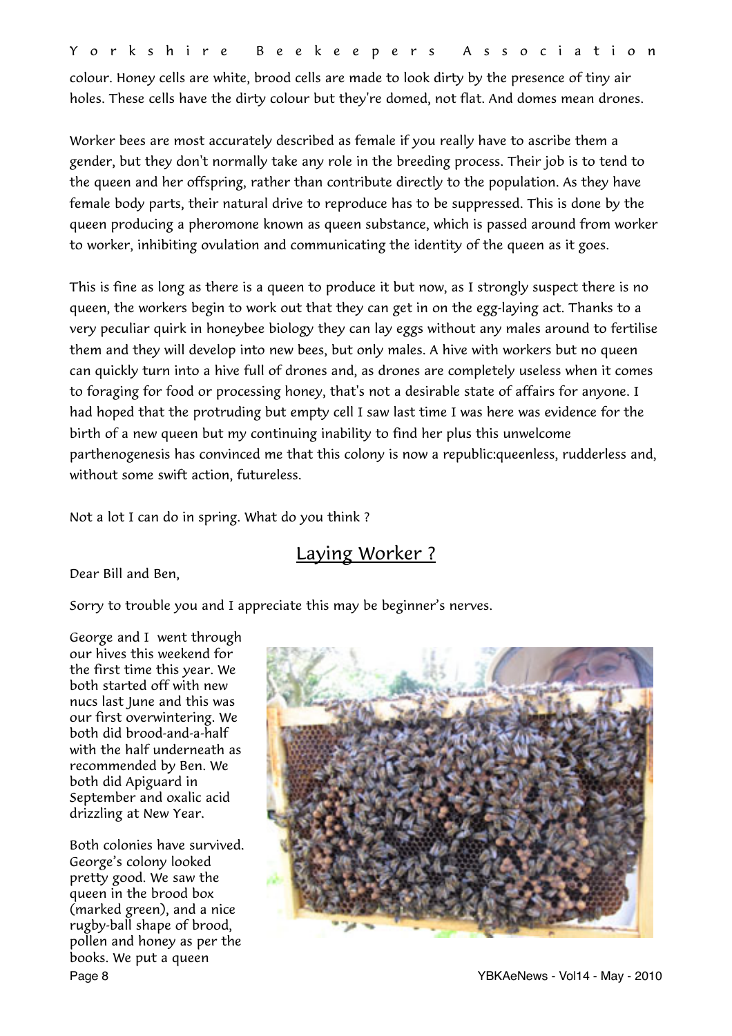colour. Honey cells are white, brood cells are made to look dirty by the presence of tiny air holes. These cells have the dirty colour but they're domed, not flat. And domes mean drones.

Worker bees are most accurately described as female if you really have to ascribe them a gender, but they don't normally take any role in the breeding process. Their job is to tend to the queen and her offspring, rather than contribute directly to the population. As they have female body parts, their natural drive to reproduce has to be suppressed. This is done by the queen producing a pheromone known as queen substance, which is passed around from worker to worker, inhibiting ovulation and communicating the identity of the queen as it goes.

This is fine as long as there is a queen to produce it but now, as I strongly suspect there is no queen, the workers begin to work out that they can get in on the egg-laying act. Thanks to a very peculiar quirk in honeybee biology they can lay eggs without any males around to fertilise them and they will develop into new bees, but only males. A hive with workers but no queen can quickly turn into a hive full of drones and, as drones are completely useless when it comes to foraging for food or processing honey, that's not a desirable state of affairs for anyone. I had hoped that the protruding but empty cell I saw last time I was here was evidence for the birth of a new queen but my continuing inability to find her plus this unwelcome parthenogenesis has convinced me that this colony is now a republic:queenless, rudderless and, without some swift action, futureless.

Not a lot I can do in spring. What do you think ?

## Laying Worker ?

Dear Bill and Ben,

Sorry to trouble you and I appreciate this may be beginner's nerves.

George and I went through our hives this weekend for the first time this year. We both started off with new nucs last June and this was our first overwintering. We both did brood-and-a-half with the half underneath as recommended by Ben. We both did Apiguard in September and oxalic acid drizzling at New Year.

Both colonies have survived. George's colony looked pretty good. We saw the queen in the brood box (marked green), and a nice rugby-ball shape of brood, pollen and honey as per the books. We put a queen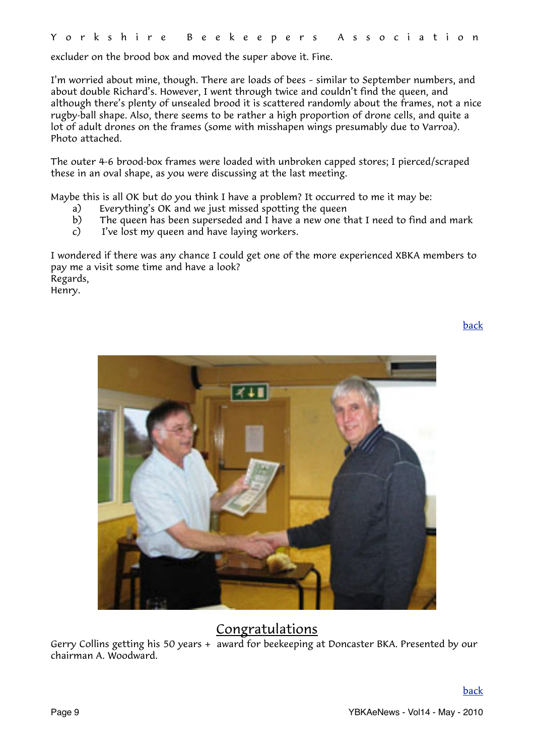excluder on the brood box and moved the super above it. Fine.

I'm worried about mine, though. There are loads of bees - similar to September numbers, and about double Richard's. However, I went through twice and couldn't find the queen, and although there's plenty of unsealed brood it is scattered randomly about the frames, not a nice rugby-ball shape. Also, there seems to be rather a high proportion of drone cells, and quite a lot of adult drones on the frames (some with misshapen wings presumably due to Varroa). Photo attached.

The outer 4-6 brood-box frames were loaded with unbroken capped stores; I pierced/scraped these in an oval shape, as you were discussing at the last meeting.

Maybe this is all OK but do you think I have a problem? It occurred to me it may be:

a) Everything's OK and we just missed spotting the queen
b) The queen has been superseded and I have a new one that I need to find and mark
c) I've lost my queen and have laying workers.

I wondered if there was any chance I could get one of the more experienced XBKA members to pay me a visit some time and have a look?
Regards,
Henry.

back

## Congratulations

Gerry Collins getting his 50 years + award for beekeeping at Doncaster BKA. Presented by our chairman A. Woodward.

back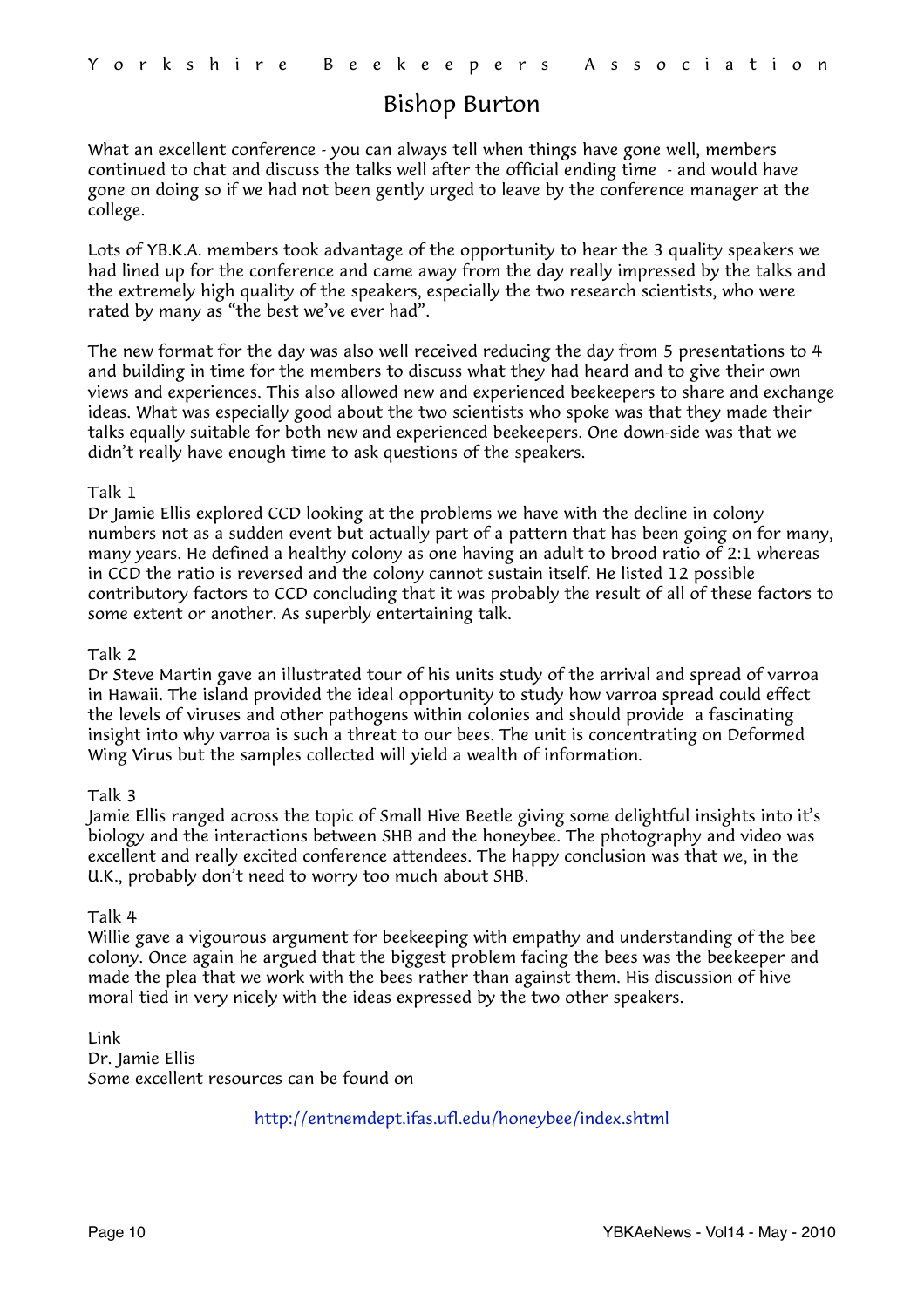# Bishop Burton

What an excellent conference - you can always tell when things have gone well, members continued to chat and discuss the talks well after the official ending time - and would have gone on doing so if we had not been gently urged to leave by the conference manager at the college.

Lots of YB.K.A. members took advantage of the opportunity to hear the 3 quality speakers we had lined up for the conference and came away from the day really impressed by the talks and the extremely high quality of the speakers, especially the two research scientists, who were rated by many as "the best we've ever had".

The new format for the day was also well received reducing the day from 5 presentations to 4 and building in time for the members to discuss what they had heard and to give their own views and experiences. This also allowed new and experienced beekeepers to share and exchange ideas. What was especially good about the two scientists who spoke was that they made their talks equally suitable for both new and experienced beekeepers. One down-side was that we didn't really have enough time to ask questions of the speakers.

Talk 1
Dr Jamie Ellis explored CCD looking at the problems we have with the decline in colony numbers not as a sudden event but actually part of a pattern that has been going on for many, many years. He defined a healthy colony as one having an adult to brood ratio of 2:1 whereas in CCD the ratio is reversed and the colony cannot sustain itself. He listed 12 possible contributory factors to CCD concluding that it was probably the result of all of these factors to some extent or another. As superbly entertaining talk.

Talk 2
Dr Steve Martin gave an illustrated tour of his units study of the arrival and spread of varroa in Hawaii. The island provided the ideal opportunity to study how varroa spread could effect the levels of viruses and other pathogens within colonies and should provide a fascinating insight into why varroa is such a threat to our bees. The unit is concentrating on Deformed Wing Virus but the samples collected will yield a wealth of information.

Talk 3
Jamie Ellis ranged across the topic of Small Hive Beetle giving some delightful insights into it's biology and the interactions between SHB and the honeybee. The photography and video was excellent and really excited conference attendees. The happy conclusion was that we, in the U.K., probably don't need to worry too much about SHB.

Talk 4
Willie gave a vigourous argument for beekeeping with empathy and understanding of the bee colony. Once again he argued that the biggest problem facing the bees was the beekeeper and made the plea that we work with the bees rather than against them. His discussion of hive moral tied in very nicely with the ideas expressed by the two other speakers.

Link
Dr. Jamie Ellis
Some excellent resources can be found on

http://entnemdept.ifas.ufl.edu/honeybee/index.shtml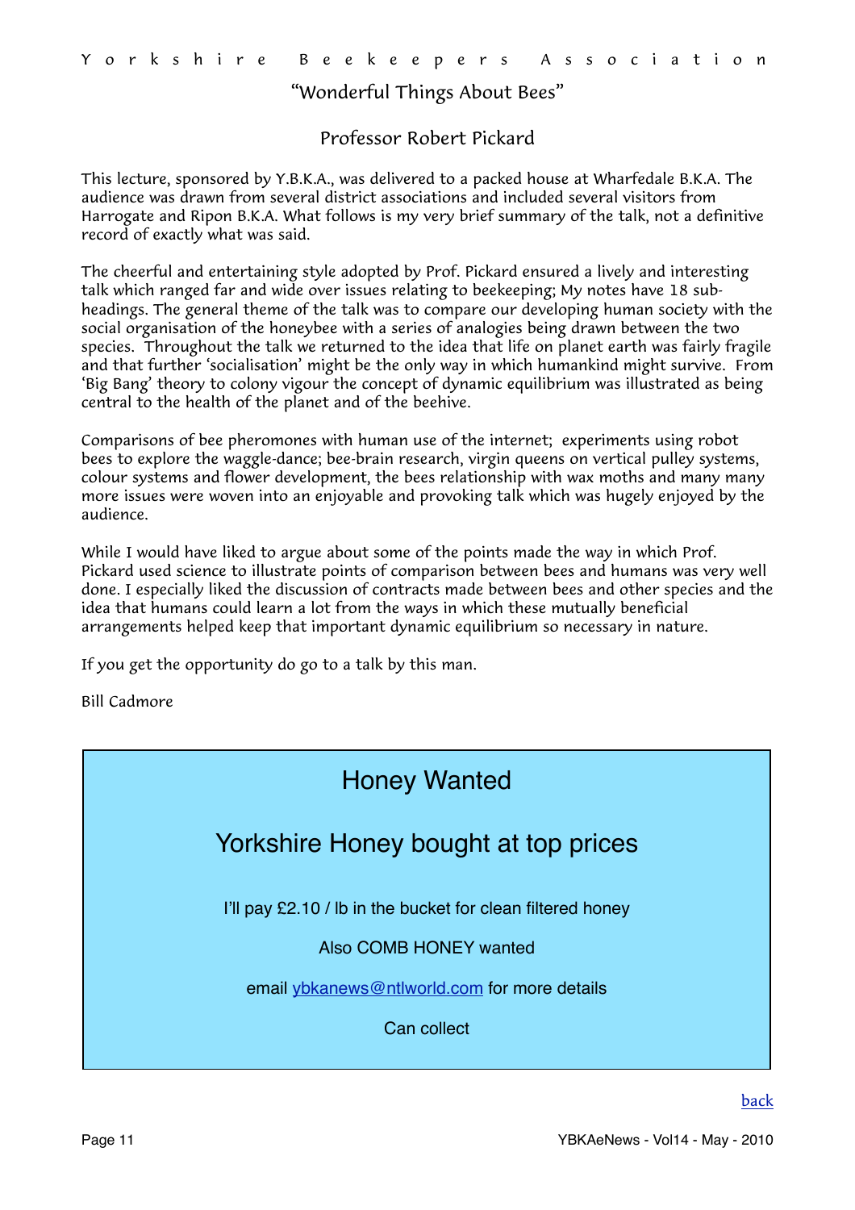## "Wonderful Things About Bees"

### Professor Robert Pickard

This lecture, sponsored by Y.B.K.A., was delivered to a packed house at Wharfedale B.K.A. The audience was drawn from several district associations and included several visitors from Harrogate and Ripon B.K.A. What follows is my very brief summary of the talk, not a definitive record of exactly what was said.

The cheerful and entertaining style adopted by Prof. Pickard ensured a lively and interesting talk which ranged far and wide over issues relating to beekeeping; My notes have 18 sub-headings. The general theme of the talk was to compare our developing human society with the social organisation of the honeybee with a series of analogies being drawn between the two species. Throughout the talk we returned to the idea that life on planet earth was fairly fragile and that further 'socialisation' might be the only way in which humankind might survive. From 'Big Bang' theory to colony vigour the concept of dynamic equilibrium was illustrated as being central to the health of the planet and of the beehive.

Comparisons of bee pheromones with human use of the internet; experiments using robot bees to explore the waggle-dance; bee-brain research, virgin queens on vertical pulley systems, colour systems and flower development, the bees relationship with wax moths and many many more issues were woven into an enjoyable and provoking talk which was hugely enjoyed by the audience.

While I would have liked to argue about some of the points made the way in which Prof. Pickard used science to illustrate points of comparison between bees and humans was very well done. I especially liked the discussion of contracts made between bees and other species and the idea that humans could learn a lot from the ways in which these mutually beneficial arrangements helped keep that important dynamic equilibrium so necessary in nature.

If you get the opportunity do go to a talk by this man.

Bill Cadmore

---

## Honey Wanted

### Yorkshire Honey bought at top prices

I'll pay £2.10 / lb in the bucket for clean filtered honey

Also COMB HONEY wanted

email [ybkanews@ntlworld.com](mailto:ybkanews@ntlworld.com) for more details

Can collect

---

[back](#)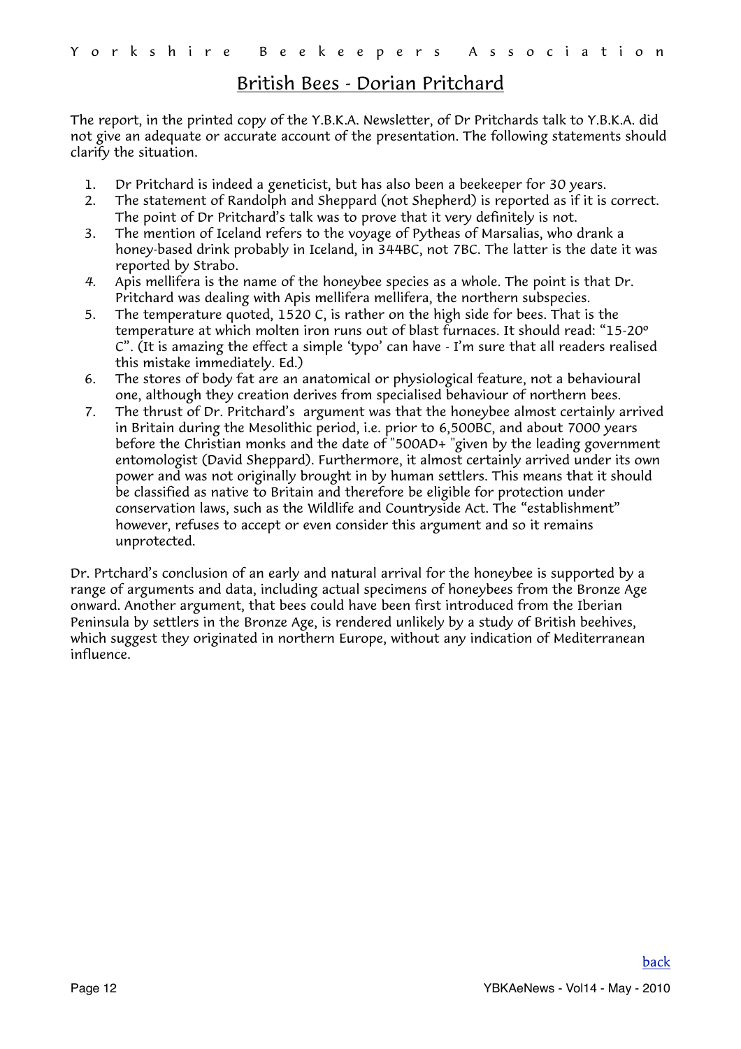## British Bees - Dorian Pritchard

The report, in the printed copy of the Y.B.K.A. Newsletter, of Dr Pritchards talk to Y.B.K.A. did not give an adequate or accurate account of the presentation. The following statements should clarify the situation.

1. Dr Pritchard is indeed a geneticist, but has also been a beekeeper for 30 years.
2. The statement of Randolph and Sheppard (not Shepherd) is reported as if it is correct. The point of Dr Pritchard's talk was to prove that it very definitely is not.
3. The mention of Iceland refers to the voyage of Pytheas of Marsalias, who drank a honey-based drink probably in Iceland, in 344BC, not 7BC. The latter is the date it was reported by Strabo.
4. Apis mellifera is the name of the honeybee species as a whole. The point is that Dr. Pritchard was dealing with Apis mellifera mellifera, the northern subspecies.
5. The temperature quoted, 1520 C, is rather on the high side for bees. That is the temperature at which molten iron runs out of blast furnaces. It should read: "15-20º C". (It is amazing the effect a simple 'typo' can have - I'm sure that all readers realised this mistake immediately. Ed.)
6. The stores of body fat are an anatomical or physiological feature, not a behavioural one, although they creation derives from specialised behaviour of northern bees.
7. The thrust of Dr. Pritchard's argument was that the honeybee almost certainly arrived in Britain during the Mesolithic period, i.e. prior to 6,500BC, and about 7000 years before the Christian monks and the date of "500AD+ "given by the leading government entomologist (David Sheppard). Furthermore, it almost certainly arrived under its own power and was not originally brought in by human settlers. This means that it should be classified as native to Britain and therefore be eligible for protection under conservation laws, such as the Wildlife and Countryside Act. The "establishment" however, refuses to accept or even consider this argument and so it remains unprotected.

Dr. Prtchard's conclusion of an early and natural arrival for the honeybee is supported by a range of arguments and data, including actual specimens of honeybees from the Bronze Age onward. Another argument, that bees could have been first introduced from the Iberian Peninsula by settlers in the Bronze Age, is rendered unlikely by a study of British beehives, which suggest they originated in northern Europe, without any indication of Mediterranean influence.

back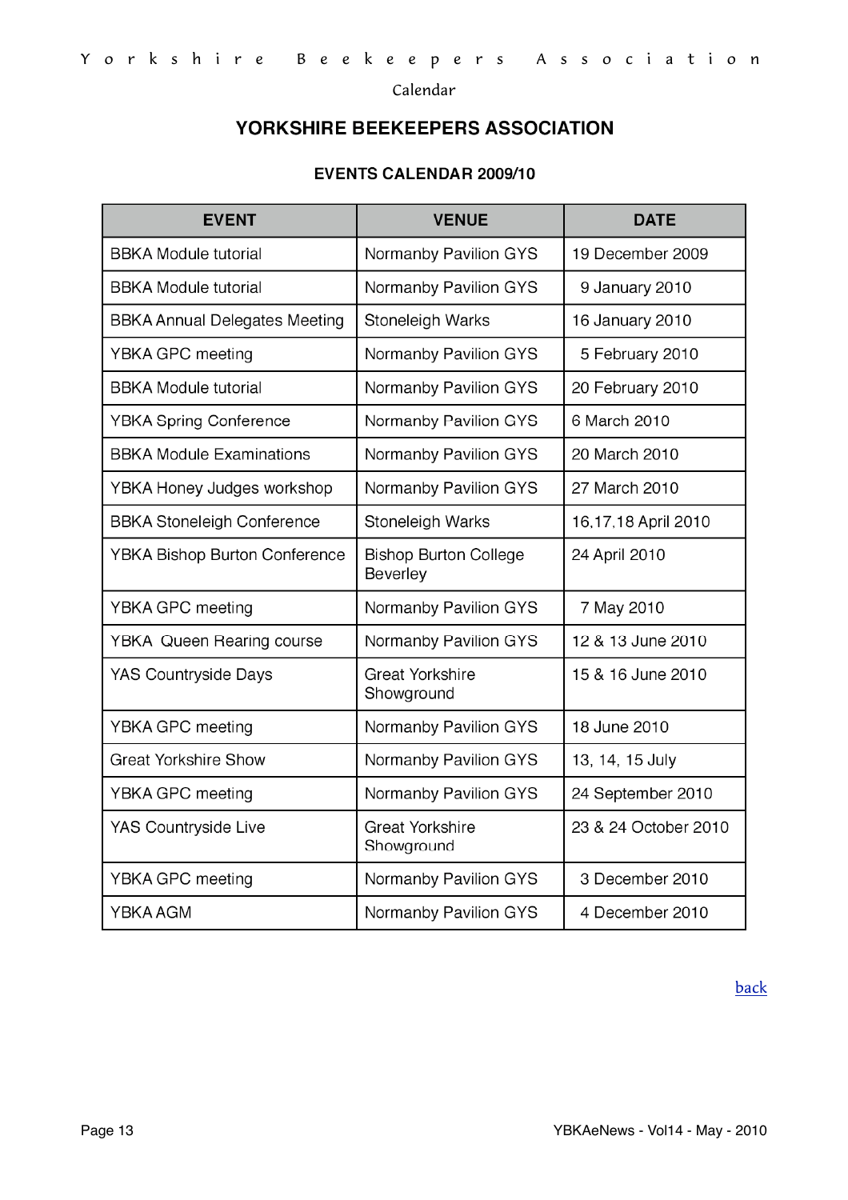# YORKSHIRE BEEKEEPERS ASSOCIATION

## EVENTS CALENDAR 2009/10

| EVENT | VENUE | DATE |
|---|---|---|
| BBKA Module tutorial | Normanby Pavilion GYS | 19 December 2009 |
| BBKA Module tutorial | Normanby Pavilion GYS | 9 January 2010 |
| BBKA Annual Delegates Meeting | Stoneleigh Warks | 16 January 2010 |
| YBKA GPC meeting | Normanby Pavilion GYS | 5 February 2010 |
| BBKA Module tutorial | Normanby Pavilion GYS | 20 February 2010 |
| YBKA Spring Conference | Normanby Pavilion GYS | 6 March 2010 |
| BBKA Module Examinations | Normanby Pavilion GYS | 20 March 2010 |
| YBKA Honey Judges workshop | Normanby Pavilion GYS | 27 March 2010 |
| BBKA Stoneleigh Conference | Stoneleigh Warks | 16,17,18 April 2010 |
| YBKA Bishop Burton Conference | Bishop Burton College Beverley | 24 April 2010 |
| YBKA GPC meeting | Normanby Pavilion GYS | 7 May 2010 |
| YBKA Queen Rearing course | Normanby Pavilion GYS | 12 & 13 June 2010 |
| YAS Countryside Days | Great Yorkshire Showground | 15 & 16 June 2010 |
| YBKA GPC meeting | Normanby Pavilion GYS | 18 June 2010 |
| Great Yorkshire Show | Normanby Pavilion GYS | 13, 14, 15 July |
| YBKA GPC meeting | Normanby Pavilion GYS | 24 September 2010 |
| YAS Countryside Live | Great Yorkshire Showground | 23 & 24 October 2010 |
| YBKA GPC meeting | Normanby Pavilion GYS | 3 December 2010 |
| YBKA AGM | Normanby Pavilion GYS | 4 December 2010 |

back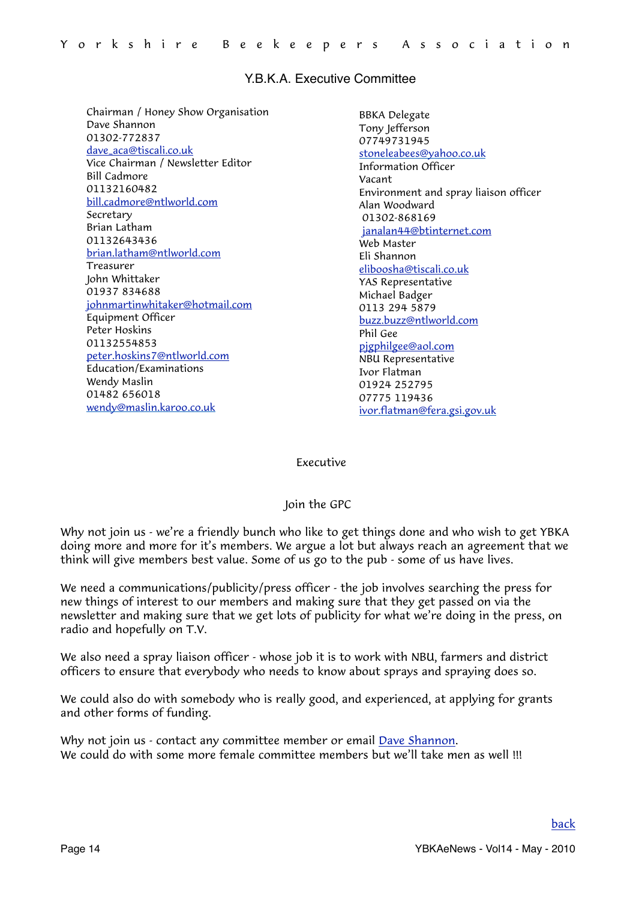## Y.B.K.A. Executive Committee

Chairman / Honey Show Organisation
Dave Shannon
01302-772837
dave_aca@tiscali.co.uk

Vice Chairman / Newsletter Editor
Bill Cadmore
01132160482
bill.cadmore@ntlworld.com

Secretary
Brian Latham
01132643436
brian.latham@ntlworld.com

Treasurer
John Whittaker
01937 834688
johnmartinwhitaker@hotmail.com

Equipment Officer
Peter Hoskins
01132554853
peter.hoskins7@ntlworld.com

Education/Examinations
Wendy Maslin
01482 656018
wendy@maslin.karoo.co.uk

BBKA Delegate
Tony Jefferson
07749731945
stoneleabees@yahoo.co.uk

Information Officer
Vacant

Environment and spray liaison officer
Alan Woodward
01302-868169
janalan44@btinternet.com

Web Master
Eli Shannon
eliboosha@tiscali.co.uk

YAS Representative
Michael Badger
0113 294 5879
buzz.buzz@ntlworld.com

Phil Gee
pjgphilgee@aol.com

NBU Representative
Ivor Flatman
01924 252795
07775 119436
ivor.flatman@fera.gsi.gov.uk

Executive

Join the GPC

Why not join us - we're a friendly bunch who like to get things done and who wish to get YBKA doing more and more for it's members. We argue a lot but always reach an agreement that we think will give members best value. Some of us go to the pub - some of us have lives.

We need a communications/publicity/press officer - the job involves searching the press for new things of interest to our members and making sure that they get passed on via the newsletter and making sure that we get lots of publicity for what we're doing in the press, on radio and hopefully on T.V.

We also need a spray liaison officer - whose job it is to work with NBU, farmers and district officers to ensure that everybody who needs to know about sprays and spraying does so.

We could also do with somebody who is really good, and experienced, at applying for grants and other forms of funding.

Why not join us - contact any committee member or email Dave Shannon.
We could do with some more female committee members but we'll take men as well !!!

back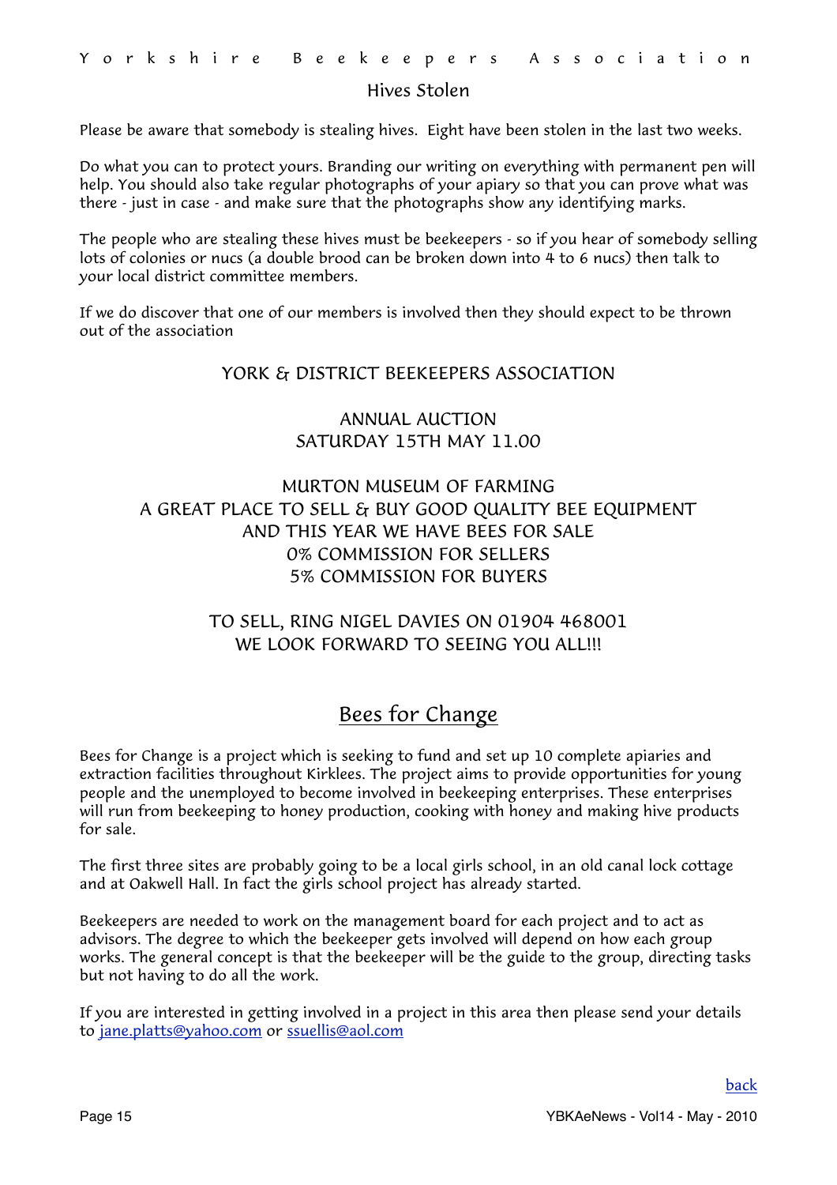## Hives Stolen

Please be aware that somebody is stealing hives. Eight have been stolen in the last two weeks.

Do what you can to protect yours. Branding our writing on everything with permanent pen will help. You should also take regular photographs of your apiary so that you can prove what was there - just in case - and make sure that the photographs show any identifying marks.

The people who are stealing these hives must be beekeepers - so if you hear of somebody selling lots of colonies or nucs (a double brood can be broken down into 4 to 6 nucs) then talk to your local district committee members.

If we do discover that one of our members is involved then they should expect to be thrown out of the association

## YORK & DISTRICT BEEKEEPERS ASSOCIATION

ANNUAL AUCTION
SATURDAY 15TH MAY 11.00

MURTON MUSEUM OF FARMING
A GREAT PLACE TO SELL & BUY GOOD QUALITY BEE EQUIPMENT
AND THIS YEAR WE HAVE BEES FOR SALE
0% COMMISSION FOR SELLERS
5% COMMISSION FOR BUYERS

TO SELL, RING NIGEL DAVIES ON 01904 468001
WE LOOK FORWARD TO SEEING YOU ALL!!!

## Bees for Change

Bees for Change is a project which is seeking to fund and set up 10 complete apiaries and extraction facilities throughout Kirklees. The project aims to provide opportunities for young people and the unemployed to become involved in beekeeping enterprises. These enterprises will run from beekeeping to honey production, cooking with honey and making hive products for sale.

The first three sites are probably going to be a local girls school, in an old canal lock cottage and at Oakwell Hall. In fact the girls school project has already started.

Beekeepers are needed to work on the management board for each project and to act as advisors. The degree to which the beekeeper gets involved will depend on how each group works. The general concept is that the beekeeper will be the guide to the group, directing tasks but not having to do all the work.

If you are interested in getting involved in a project in this area then please send your details to jane.platts@yahoo.com or ssuellis@aol.com

back